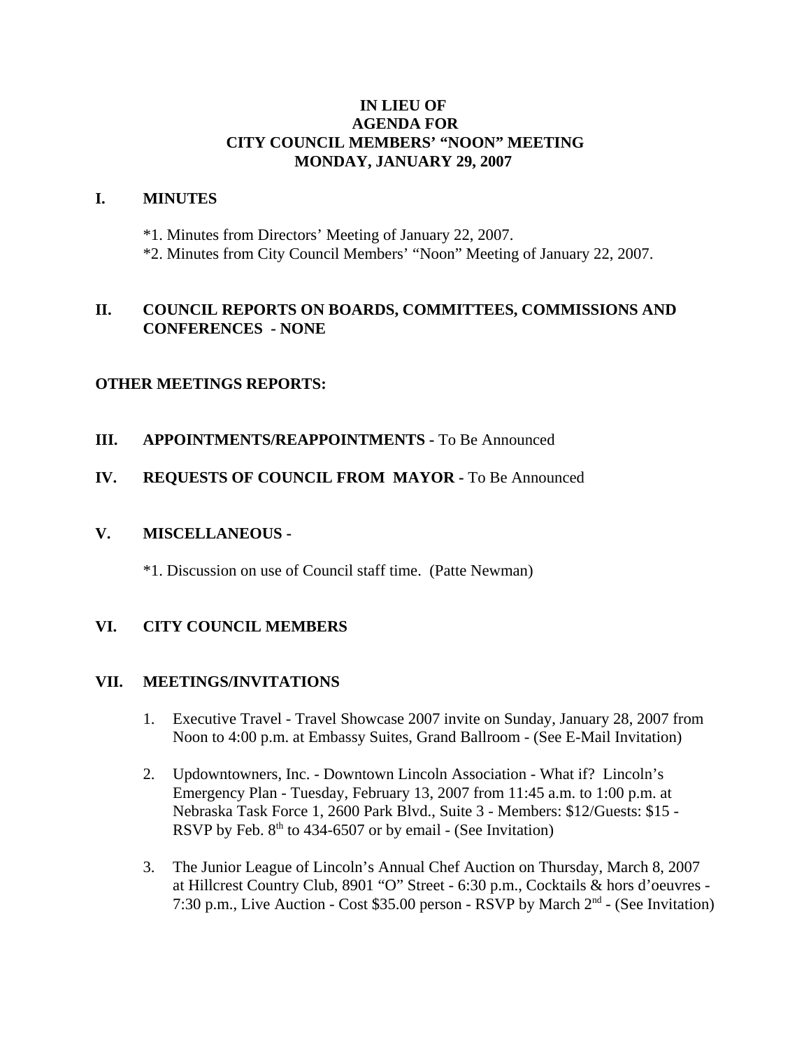# IN LIEU OF
# AGENDA FOR
# CITY COUNCIL MEMBERS' "NOON" MEETING
# MONDAY, JANUARY 29, 2007

## I. MINUTES

*1. Minutes from Directors' Meeting of January 22, 2007.

*2. Minutes from City Council Members' "Noon" Meeting of January 22, 2007.

## II. COUNCIL REPORTS ON BOARDS, COMMITTEES, COMMISSIONS AND CONFERENCES - NONE

**OTHER MEETINGS REPORTS:**

## III. APPOINTMENTS/REAPPOINTMENTS - To Be Announced

## IV. REQUESTS OF COUNCIL FROM MAYOR - To Be Announced

## V. MISCELLANEOUS -

*1. Discussion on use of Council staff time. (Patte Newman)

## VI. CITY COUNCIL MEMBERS

## VII. MEETINGS/INVITATIONS

1. Executive Travel - Travel Showcase 2007 invite on Sunday, January 28, 2007 from Noon to 4:00 p.m. at Embassy Suites, Grand Ballroom - (See E-Mail Invitation)

2. Updowntowners, Inc. - Downtown Lincoln Association - What if? Lincoln's Emergency Plan - Tuesday, February 13, 2007 from 11:45 a.m. to 1:00 p.m. at Nebraska Task Force 1, 2600 Park Blvd., Suite 3 - Members: $12/Guests: $15 - RSVP by Feb. 8th to 434-6507 or by email - (See Invitation)

3. The Junior League of Lincoln's Annual Chef Auction on Thursday, March 8, 2007 at Hillcrest Country Club, 8901 "O" Street - 6:30 p.m., Cocktails & hors d'oeuvres - 7:30 p.m., Live Auction - Cost $35.00 person - RSVP by March 2nd - (See Invitation)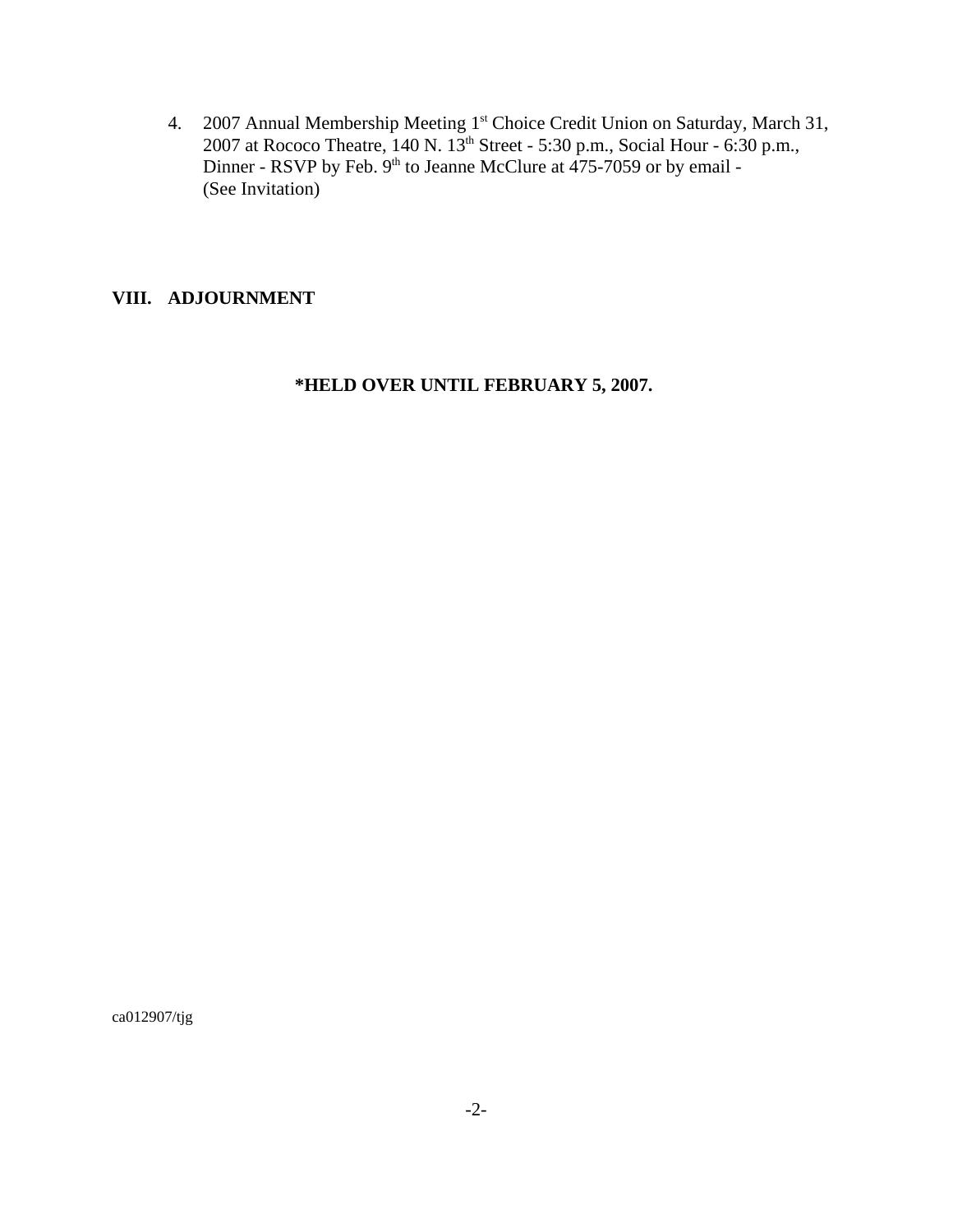4. 2007 Annual Membership Meeting 1st Choice Credit Union on Saturday, March 31, 2007 at Rococo Theatre, 140 N. 13th Street - 5:30 p.m., Social Hour - 6:30 p.m., Dinner - RSVP by Feb. 9th to Jeanne McClure at 475-7059 or by email - (See Invitation)

**VIII. ADJOURNMENT**

**\*HELD OVER UNTIL FEBRUARY 5, 2007.**

ca012907/tjg